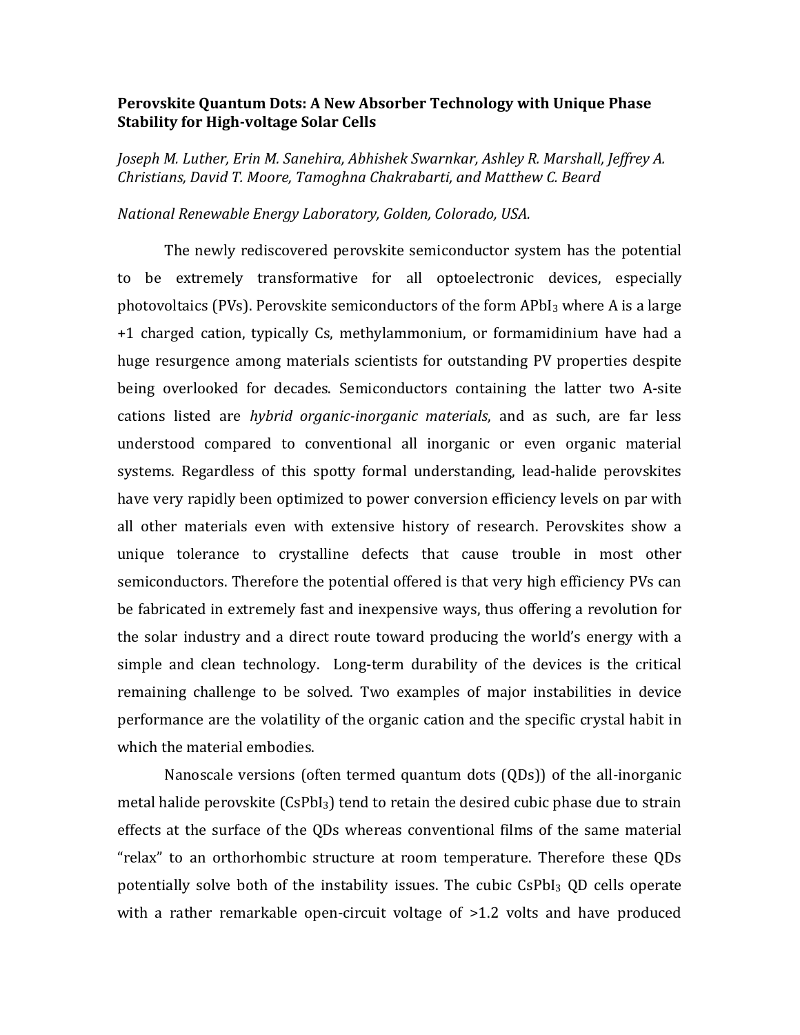**Perovskite Quantum Dots: A New Absorber Technology with Unique Phase Stability for High-voltage Solar Cells**

*Joseph M. Luther, Erin M. Sanehira, Abhishek Swarnkar, Ashley R. Marshall, Jeffrey A. Christians, David T. Moore, Tamoghna Chakrabarti, and Matthew C. Beard*

*National Renewable Energy Laboratory, Golden, Colorado, USA.*

The newly rediscovered perovskite semiconductor system has the potential to be extremely transformative for all optoelectronic devices, especially photovoltaics (PVs). Perovskite semiconductors of the form $APbI_3$ where A is a large +1 charged cation, typically Cs, methylammonium, or formamidinium have had a huge resurgence among materials scientists for outstanding PV properties despite being overlooked for decades. Semiconductors containing the latter two A-site cations listed are *hybrid organic-inorganic materials*, and as such, are far less understood compared to conventional all inorganic or even organic material systems. Regardless of this spotty formal understanding, lead-halide perovskites have very rapidly been optimized to power conversion efficiency levels on par with all other materials even with extensive history of research. Perovskites show a unique tolerance to crystalline defects that cause trouble in most other semiconductors. Therefore the potential offered is that very high efficiency PVs can be fabricated in extremely fast and inexpensive ways, thus offering a revolution for the solar industry and a direct route toward producing the world's energy with a simple and clean technology. Long-term durability of the devices is the critical remaining challenge to be solved. Two examples of major instabilities in device performance are the volatility of the organic cation and the specific crystal habit in which the material embodies.

Nanoscale versions (often termed quantum dots (QDs)) of the all-inorganic metal halide perovskite ($CsPbI_3$) tend to retain the desired cubic phase due to strain effects at the surface of the QDs whereas conventional films of the same material "relax" to an orthorhombic structure at room temperature. Therefore these QDs potentially solve both of the instability issues. The cubic $CsPbI_3$ QD cells operate with a rather remarkable open-circuit voltage of >1.2 volts and have produced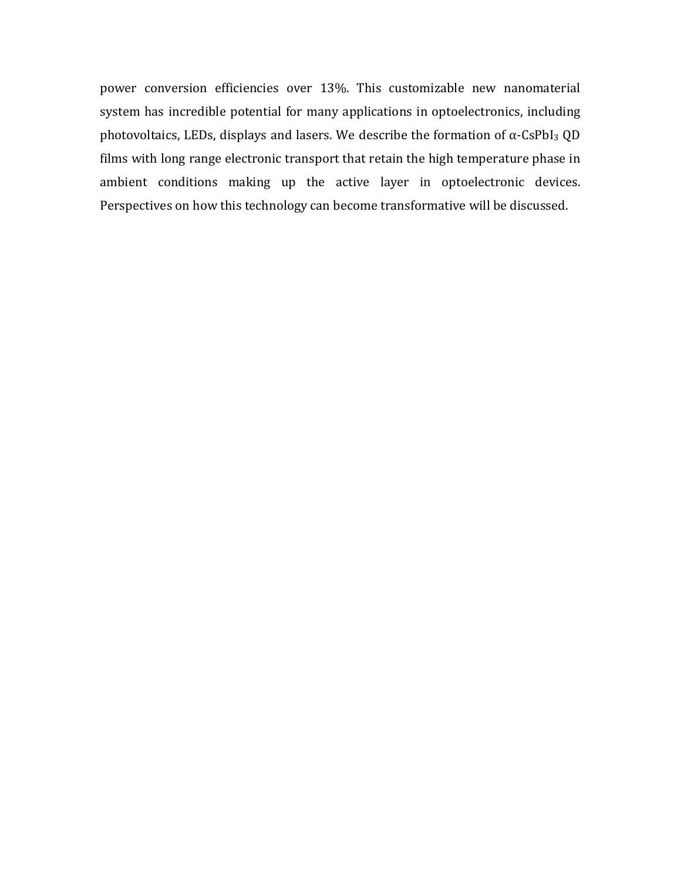power conversion efficiencies over 13%. This customizable new nanomaterial system has incredible potential for many applications in optoelectronics, including photovoltaics, LEDs, displays and lasers. We describe the formation of α-$CsPbI_3$ QD films with long range electronic transport that retain the high temperature phase in ambient conditions making up the active layer in optoelectronic devices. Perspectives on how this technology can become transformative will be discussed.